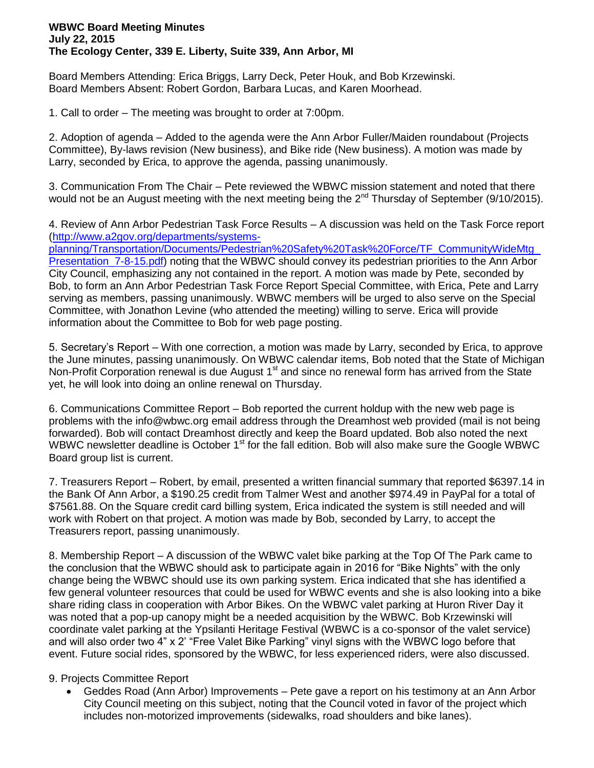**WBWC Board Meeting Minutes**
**July 22, 2015**
**The Ecology Center, 339 E. Liberty, Suite 339, Ann Arbor, MI**

Board Members Attending: Erica Briggs, Larry Deck, Peter Houk, and Bob Krzewinski.
Board Members Absent: Robert Gordon, Barbara Lucas, and Karen Moorhead.

1. Call to order – The meeting was brought to order at 7:00pm.

2. Adoption of agenda – Added to the agenda were the Ann Arbor Fuller/Maiden roundabout (Projects Committee), By-laws revision (New business), and Bike ride (New business). A motion was made by Larry, seconded by Erica, to approve the agenda, passing unanimously.

3. Communication From The Chair – Pete reviewed the WBWC mission statement and noted that there would not be an August meeting with the next meeting being the 2nd Thursday of September (9/10/2015).

4. Review of Ann Arbor Pedestrian Task Force Results – A discussion was held on the Task Force report (http://www.a2gov.org/departments/systems-planning/Transportation/Documents/Pedestrian%20Safety%20Task%20Force/TF_CommunityWideMtg_Presentation_7-8-15.pdf) noting that the WBWC should convey its pedestrian priorities to the Ann Arbor City Council, emphasizing any not contained in the report. A motion was made by Pete, seconded by Bob, to form an Ann Arbor Pedestrian Task Force Report Special Committee, with Erica, Pete and Larry serving as members, passing unanimously. WBWC members will be urged to also serve on the Special Committee, with Jonathon Levine (who attended the meeting) willing to serve. Erica will provide information about the Committee to Bob for web page posting.

5. Secretary's Report – With one correction, a motion was made by Larry, seconded by Erica, to approve the June minutes, passing unanimously. On WBWC calendar items, Bob noted that the State of Michigan Non-Profit Corporation renewal is due August 1st and since no renewal form has arrived from the State yet, he will look into doing an online renewal on Thursday.

6. Communications Committee Report – Bob reported the current holdup with the new web page is problems with the info@wbwc.org email address through the Dreamhost web provided (mail is not being forwarded). Bob will contact Dreamhost directly and keep the Board updated. Bob also noted the next WBWC newsletter deadline is October 1st for the fall edition. Bob will also make sure the Google WBWC Board group list is current.

7. Treasurers Report – Robert, by email, presented a written financial summary that reported $6397.14 in the Bank Of Ann Arbor, a $190.25 credit from Talmer West and another $974.49 in PayPal for a total of $7561.88. On the Square credit card billing system, Erica indicated the system is still needed and will work with Robert on that project. A motion was made by Bob, seconded by Larry, to accept the Treasurers report, passing unanimously.

8. Membership Report – A discussion of the WBWC valet bike parking at the Top Of The Park came to the conclusion that the WBWC should ask to participate again in 2016 for "Bike Nights" with the only change being the WBWC should use its own parking system. Erica indicated that she has identified a few general volunteer resources that could be used for WBWC events and she is also looking into a bike share riding class in cooperation with Arbor Bikes. On the WBWC valet parking at Huron River Day it was noted that a pop-up canopy might be a needed acquisition by the WBWC. Bob Krzewinski will coordinate valet parking at the Ypsilanti Heritage Festival (WBWC is a co-sponsor of the valet service) and will also order two 4" x 2' "Free Valet Bike Parking" vinyl signs with the WBWC logo before that event. Future social rides, sponsored by the WBWC, for less experienced riders, were also discussed.

9. Projects Committee Report

- Geddes Road (Ann Arbor) Improvements – Pete gave a report on his testimony at an Ann Arbor City Council meeting on this subject, noting that the Council voted in favor of the project which includes non-motorized improvements (sidewalks, road shoulders and bike lanes).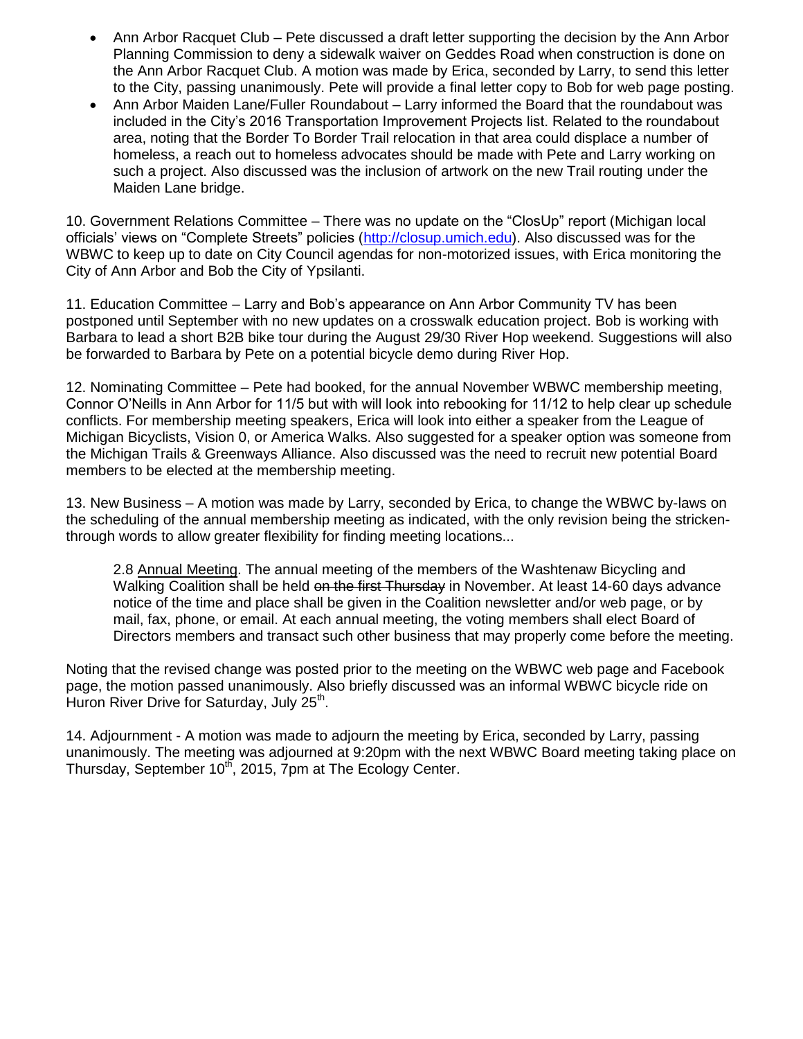- Ann Arbor Racquet Club – Pete discussed a draft letter supporting the decision by the Ann Arbor Planning Commission to deny a sidewalk waiver on Geddes Road when construction is done on the Ann Arbor Racquet Club. A motion was made by Erica, seconded by Larry, to send this letter to the City, passing unanimously. Pete will provide a final letter copy to Bob for web page posting.
- Ann Arbor Maiden Lane/Fuller Roundabout – Larry informed the Board that the roundabout was included in the City's 2016 Transportation Improvement Projects list. Related to the roundabout area, noting that the Border To Border Trail relocation in that area could displace a number of homeless, a reach out to homeless advocates should be made with Pete and Larry working on such a project. Also discussed was the inclusion of artwork on the new Trail routing under the Maiden Lane bridge.

10. Government Relations Committee – There was no update on the "ClosUp" report (Michigan local officials' views on "Complete Streets" policies (http://closup.umich.edu). Also discussed was for the WBWC to keep up to date on City Council agendas for non-motorized issues, with Erica monitoring the City of Ann Arbor and Bob the City of Ypsilanti.

11. Education Committee – Larry and Bob's appearance on Ann Arbor Community TV has been postponed until September with no new updates on a crosswalk education project. Bob is working with Barbara to lead a short B2B bike tour during the August 29/30 River Hop weekend. Suggestions will also be forwarded to Barbara by Pete on a potential bicycle demo during River Hop.

12. Nominating Committee – Pete had booked, for the annual November WBWC membership meeting, Connor O'Neills in Ann Arbor for 11/5 but with will look into rebooking for 11/12 to help clear up schedule conflicts. For membership meeting speakers, Erica will look into either a speaker from the League of Michigan Bicyclists, Vision 0, or America Walks. Also suggested for a speaker option was someone from the Michigan Trails & Greenways Alliance. Also discussed was the need to recruit new potential Board members to be elected at the membership meeting.

13. New Business – A motion was made by Larry, seconded by Erica, to change the WBWC by-laws on the scheduling of the annual membership meeting as indicated, with the only revision being the stricken-through words to allow greater flexibility for finding meeting locations...

> 2.8 <u>Annual Meeting</u>. The annual meeting of the members of the Washtenaw Bicycling and Walking Coalition shall be held ~~on the first Thursday~~ in November. At least 14-60 days advance notice of the time and place shall be given in the Coalition newsletter and/or web page, or by mail, fax, phone, or email. At each annual meeting, the voting members shall elect Board of Directors members and transact such other business that may properly come before the meeting.

Noting that the revised change was posted prior to the meeting on the WBWC web page and Facebook page, the motion passed unanimously. Also briefly discussed was an informal WBWC bicycle ride on Huron River Drive for Saturday, July 25th.

14. Adjournment - A motion was made to adjourn the meeting by Erica, seconded by Larry, passing unanimously. The meeting was adjourned at 9:20pm with the next WBWC Board meeting taking place on Thursday, September 10th, 2015, 7pm at The Ecology Center.